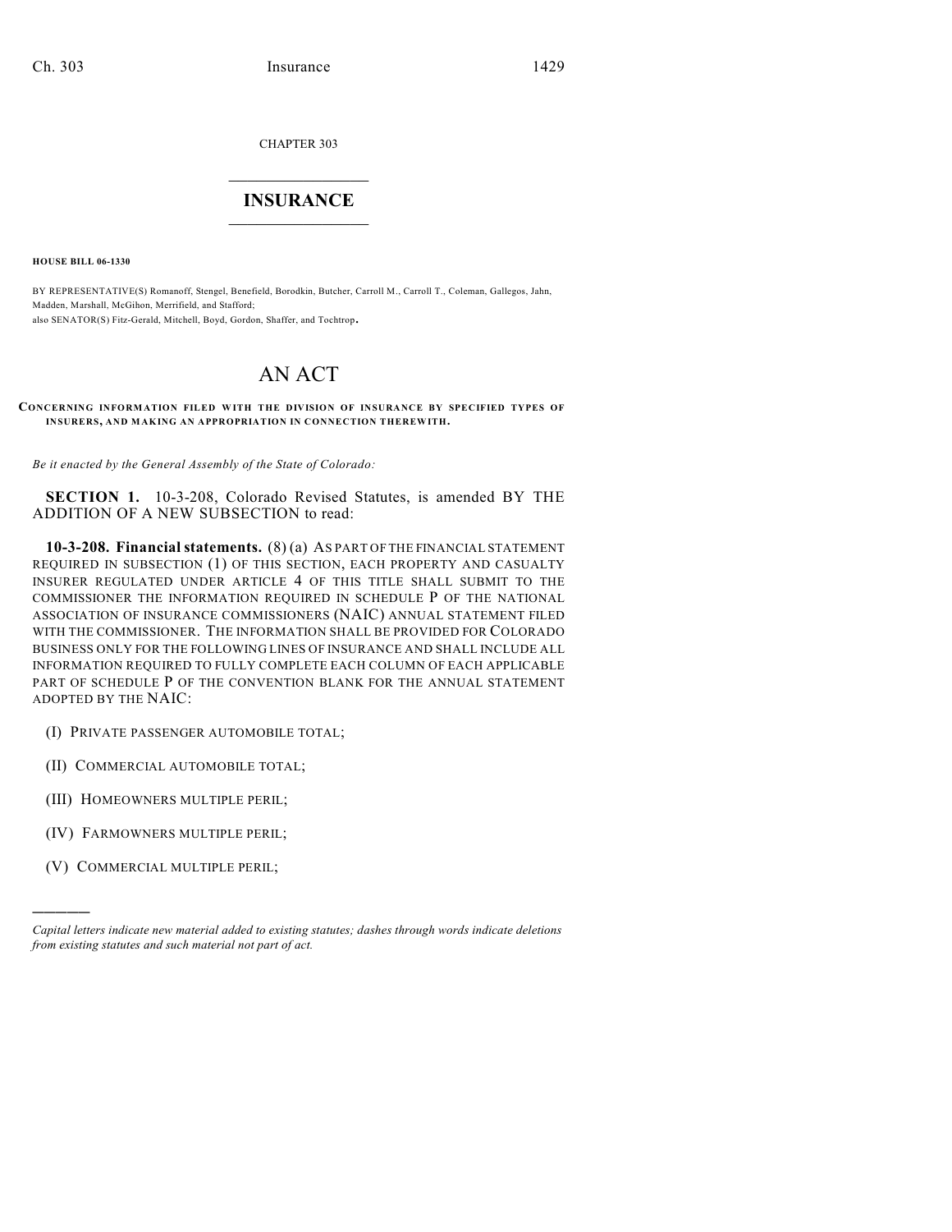CHAPTER 303

# INSURANCE

**HOUSE BILL 06-1330**

BY REPRESENTATIVE(S) Romanoff, Stengel, Benefield, Borodkin, Butcher, Carroll M., Carroll T., Coleman, Gallegos, Jahn, Madden, Marshall, McGihon, Merrifield, and Stafford;
also SENATOR(S) Fitz-Gerald, Mitchell, Boyd, Gordon, Shaffer, and Tochtrop.

# AN ACT

**CONCERNING INFORMATION FILED WITH THE DIVISION OF INSURANCE BY SPECIFIED TYPES OF INSURERS, AND MAKING AN APPROPRIATION IN CONNECTION THEREWITH.**

*Be it enacted by the General Assembly of the State of Colorado:*

**SECTION 1.** 10-3-208, Colorado Revised Statutes, is amended BY THE ADDITION OF A NEW SUBSECTION to read:

**10-3-208. Financial statements.** (8) (a) AS PART OF THE FINANCIAL STATEMENT REQUIRED IN SUBSECTION (1) OF THIS SECTION, EACH PROPERTY AND CASUALTY INSURER REGULATED UNDER ARTICLE 4 OF THIS TITLE SHALL SUBMIT TO THE COMMISSIONER THE INFORMATION REQUIRED IN SCHEDULE P OF THE NATIONAL ASSOCIATION OF INSURANCE COMMISSIONERS (NAIC) ANNUAL STATEMENT FILED WITH THE COMMISSIONER. THE INFORMATION SHALL BE PROVIDED FOR COLORADO BUSINESS ONLY FOR THE FOLLOWING LINES OF INSURANCE AND SHALL INCLUDE ALL INFORMATION REQUIRED TO FULLY COMPLETE EACH COLUMN OF EACH APPLICABLE PART OF SCHEDULE P OF THE CONVENTION BLANK FOR THE ANNUAL STATEMENT ADOPTED BY THE NAIC:

(I) PRIVATE PASSENGER AUTOMOBILE TOTAL;

(II) COMMERCIAL AUTOMOBILE TOTAL;

(III) HOMEOWNERS MULTIPLE PERIL;

(IV) FARMOWNERS MULTIPLE PERIL;

(V) COMMERCIAL MULTIPLE PERIL;

---

*Capital letters indicate new material added to existing statutes; dashes through words indicate deletions from existing statutes and such material not part of act.*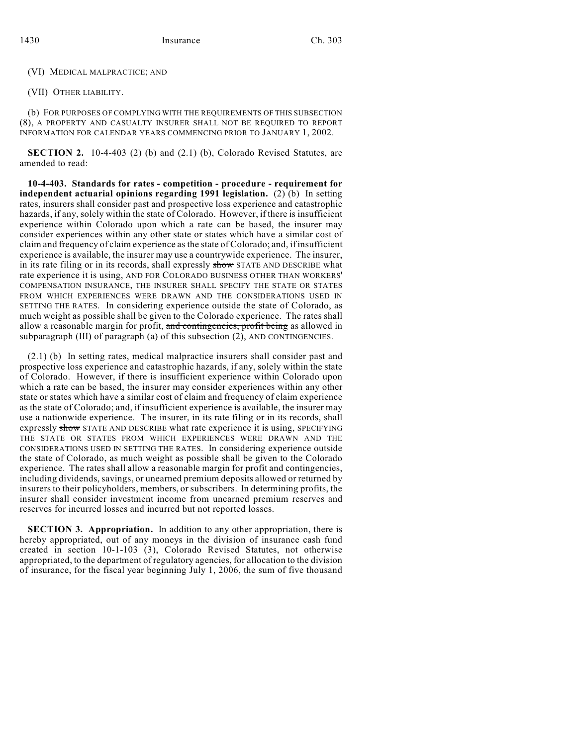(VI) MEDICAL MALPRACTICE; AND

(VII) OTHER LIABILITY.

(b) FOR PURPOSES OF COMPLYING WITH THE REQUIREMENTS OF THIS SUBSECTION (8), A PROPERTY AND CASUALTY INSURER SHALL NOT BE REQUIRED TO REPORT INFORMATION FOR CALENDAR YEARS COMMENCING PRIOR TO JANUARY 1, 2002.

**SECTION 2.** 10-4-403 (2) (b) and (2.1) (b), Colorado Revised Statutes, are amended to read:

**10-4-403. Standards for rates - competition - procedure - requirement for independent actuarial opinions regarding 1991 legislation.** (2) (b) In setting rates, insurers shall consider past and prospective loss experience and catastrophic hazards, if any, solely within the state of Colorado. However, if there is insufficient experience within Colorado upon which a rate can be based, the insurer may consider experiences within any other state or states which have a similar cost of claim and frequency of claim experience as the state of Colorado; and, if insufficient experience is available, the insurer may use a countrywide experience. The insurer, in its rate filing or in its records, shall expressly ~~show~~ STATE AND DESCRIBE what rate experience it is using, AND FOR COLORADO BUSINESS OTHER THAN WORKERS' COMPENSATION INSURANCE, THE INSURER SHALL SPECIFY THE STATE OR STATES FROM WHICH EXPERIENCES WERE DRAWN AND THE CONSIDERATIONS USED IN SETTING THE RATES. In considering experience outside the state of Colorado, as much weight as possible shall be given to the Colorado experience. The rates shall allow a reasonable margin for profit, ~~and contingencies, profit being~~ as allowed in subparagraph (III) of paragraph (a) of this subsection (2), AND CONTINGENCIES.

(2.1) (b) In setting rates, medical malpractice insurers shall consider past and prospective loss experience and catastrophic hazards, if any, solely within the state of Colorado. However, if there is insufficient experience within Colorado upon which a rate can be based, the insurer may consider experiences within any other state or states which have a similar cost of claim and frequency of claim experience as the state of Colorado; and, if insufficient experience is available, the insurer may use a nationwide experience. The insurer, in its rate filing or in its records, shall expressly ~~show~~ STATE AND DESCRIBE what rate experience it is using, SPECIFYING THE STATE OR STATES FROM WHICH EXPERIENCES WERE DRAWN AND THE CONSIDERATIONS USED IN SETTING THE RATES. In considering experience outside the state of Colorado, as much weight as possible shall be given to the Colorado experience. The rates shall allow a reasonable margin for profit and contingencies, including dividends, savings, or unearned premium deposits allowed or returned by insurers to their policyholders, members, or subscribers. In determining profits, the insurer shall consider investment income from unearned premium reserves and reserves for incurred losses and incurred but not reported losses.

**SECTION 3. Appropriation.** In addition to any other appropriation, there is hereby appropriated, out of any moneys in the division of insurance cash fund created in section 10-1-103 (3), Colorado Revised Statutes, not otherwise appropriated, to the department of regulatory agencies, for allocation to the division of insurance, for the fiscal year beginning July 1, 2006, the sum of five thousand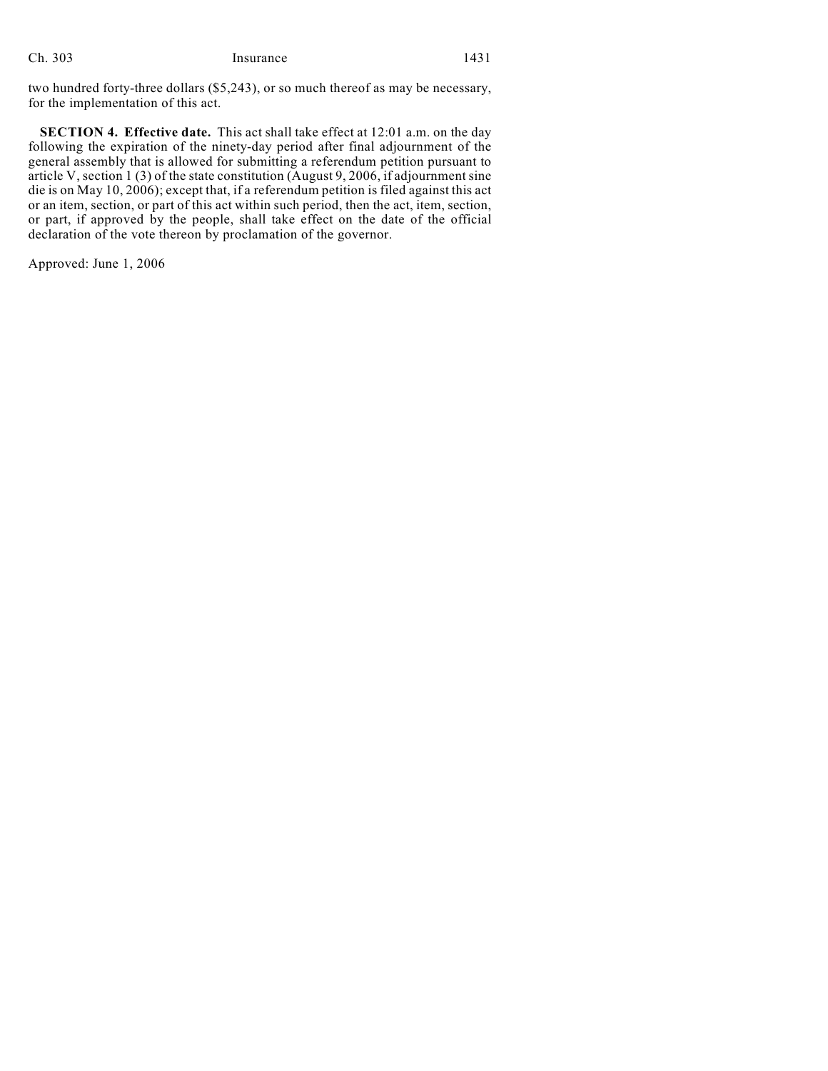two hundred forty-three dollars ($5,243), or so much thereof as may be necessary, for the implementation of this act.

**SECTION 4. Effective date.** This act shall take effect at 12:01 a.m. on the day following the expiration of the ninety-day period after final adjournment of the general assembly that is allowed for submitting a referendum petition pursuant to article V, section 1 (3) of the state constitution (August 9, 2006, if adjournment sine die is on May 10, 2006); except that, if a referendum petition is filed against this act or an item, section, or part of this act within such period, then the act, item, section, or part, if approved by the people, shall take effect on the date of the official declaration of the vote thereon by proclamation of the governor.

Approved: June 1, 2006